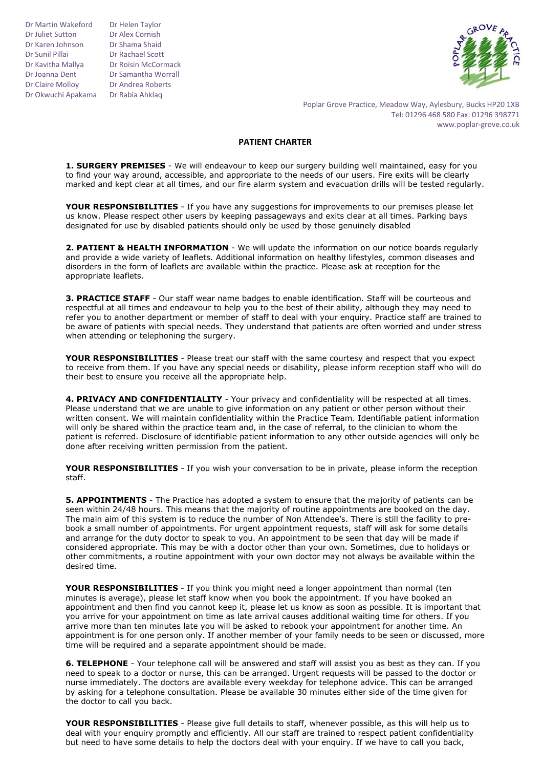Dr Martin Wakeford
Dr Juliet Sutton
Dr Karen Johnson
Dr Sunil Pillai
Dr Kavitha Mallya
Dr Joanna Dent
Dr Claire Molloy
Dr Okwuchi Apakama
Dr Helen Taylor
Dr Alex Cornish
Dr Shama Shaid
Dr Rachael Scott
Dr Roisin McCormack
Dr Samantha Worrall
Dr Andrea Roberts
Dr Rabia Ahklaq

Poplar Grove Practice, Meadow Way, Aylesbury, Bucks HP20 1XB
Tel: 01296 468 580 Fax: 01296 398771
www.poplar-grove.co.uk

# PATIENT CHARTER

**1. SURGERY PREMISES** - We will endeavour to keep our surgery building well maintained, easy for you to find your way around, accessible, and appropriate to the needs of our users. Fire exits will be clearly marked and kept clear at all times, and our fire alarm system and evacuation drills will be tested regularly.

**YOUR RESPONSIBILITIES** - If you have any suggestions for improvements to our premises please let us know. Please respect other users by keeping passageways and exits clear at all times. Parking bays designated for use by disabled patients should only be used by those genuinely disabled

**2. PATIENT & HEALTH INFORMATION** - We will update the information on our notice boards regularly and provide a wide variety of leaflets. Additional information on healthy lifestyles, common diseases and disorders in the form of leaflets are available within the practice. Please ask at reception for the appropriate leaflets.

**3. PRACTICE STAFF** - Our staff wear name badges to enable identification. Staff will be courteous and respectful at all times and endeavour to help you to the best of their ability, although they may need to refer you to another department or member of staff to deal with your enquiry. Practice staff are trained to be aware of patients with special needs. They understand that patients are often worried and under stress when attending or telephoning the surgery.

**YOUR RESPONSIBILITIES** - Please treat our staff with the same courtesy and respect that you expect to receive from them. If you have any special needs or disability, please inform reception staff who will do their best to ensure you receive all the appropriate help.

**4. PRIVACY AND CONFIDENTIALITY** - Your privacy and confidentiality will be respected at all times. Please understand that we are unable to give information on any patient or other person without their written consent. We will maintain confidentiality within the Practice Team. Identifiable patient information will only be shared within the practice team and, in the case of referral, to the clinician to whom the patient is referred. Disclosure of identifiable patient information to any other outside agencies will only be done after receiving written permission from the patient.

**YOUR RESPONSIBILITIES** - If you wish your conversation to be in private, please inform the reception staff.

**5. APPOINTMENTS** - The Practice has adopted a system to ensure that the majority of patients can be seen within 24/48 hours. This means that the majority of routine appointments are booked on the day. The main aim of this system is to reduce the number of Non Attendee's. There is still the facility to pre-book a small number of appointments. For urgent appointment requests, staff will ask for some details and arrange for the duty doctor to speak to you. An appointment to be seen that day will be made if considered appropriate. This may be with a doctor other than your own. Sometimes, due to holidays or other commitments, a routine appointment with your own doctor may not always be available within the desired time.

**YOUR RESPONSIBILITIES** - If you think you might need a longer appointment than normal (ten minutes is average), please let staff know when you book the appointment. If you have booked an appointment and then find you cannot keep it, please let us know as soon as possible. It is important that you arrive for your appointment on time as late arrival causes additional waiting time for others. If you arrive more than ten minutes late you will be asked to rebook your appointment for another time. An appointment is for one person only. If another member of your family needs to be seen or discussed, more time will be required and a separate appointment should be made.

**6. TELEPHONE** - Your telephone call will be answered and staff will assist you as best as they can. If you need to speak to a doctor or nurse, this can be arranged. Urgent requests will be passed to the doctor or nurse immediately. The doctors are available every weekday for telephone advice. This can be arranged by asking for a telephone consultation. Please be available 30 minutes either side of the time given for the doctor to call you back.

**YOUR RESPONSIBILITIES** - Please give full details to staff, whenever possible, as this will help us to deal with your enquiry promptly and efficiently. All our staff are trained to respect patient confidentiality but need to have some details to help the doctors deal with your enquiry. If we have to call you back,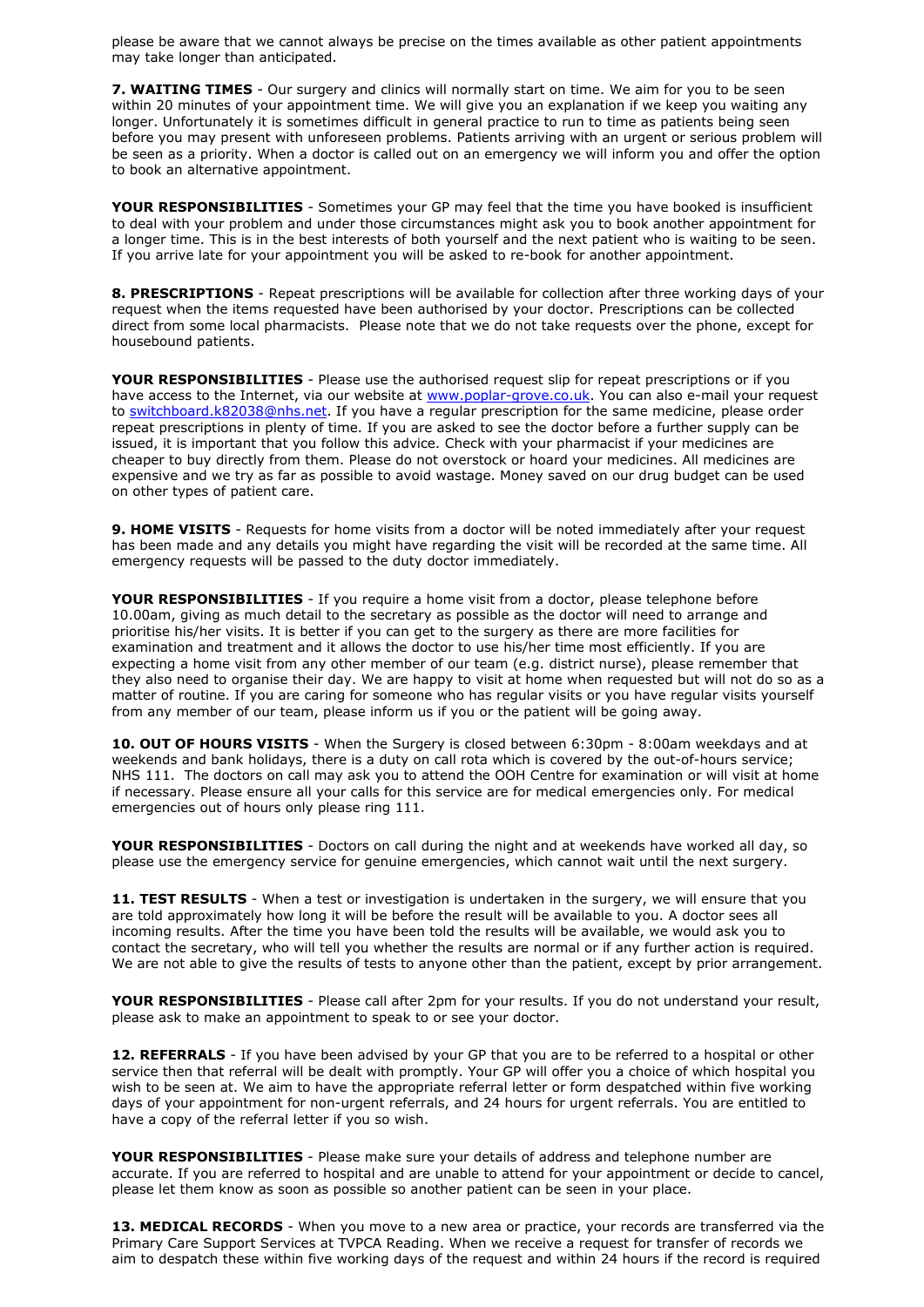please be aware that we cannot always be precise on the times available as other patient appointments may take longer than anticipated.

**7. WAITING TIMES** - Our surgery and clinics will normally start on time. We aim for you to be seen within 20 minutes of your appointment time. We will give you an explanation if we keep you waiting any longer. Unfortunately it is sometimes difficult in general practice to run to time as patients being seen before you may present with unforeseen problems. Patients arriving with an urgent or serious problem will be seen as a priority. When a doctor is called out on an emergency we will inform you and offer the option to book an alternative appointment.

**YOUR RESPONSIBILITIES** - Sometimes your GP may feel that the time you have booked is insufficient to deal with your problem and under those circumstances might ask you to book another appointment for a longer time. This is in the best interests of both yourself and the next patient who is waiting to be seen. If you arrive late for your appointment you will be asked to re-book for another appointment.

**8. PRESCRIPTIONS** - Repeat prescriptions will be available for collection after three working days of your request when the items requested have been authorised by your doctor. Prescriptions can be collected direct from some local pharmacists. Please note that we do not take requests over the phone, except for housebound patients.

**YOUR RESPONSIBILITIES** - Please use the authorised request slip for repeat prescriptions or if you have access to the Internet, via our website at [www.poplar-grove.co.uk](http://www.poplar-grove.co.uk). You can also e-mail your request to [switchboard.k82038@nhs.net](mailto:switchboard.k82038@nhs.net). If you have a regular prescription for the same medicine, please order repeat prescriptions in plenty of time. If you are asked to see the doctor before a further supply can be issued, it is important that you follow this advice. Check with your pharmacist if your medicines are cheaper to buy directly from them. Please do not overstock or hoard your medicines. All medicines are expensive and we try as far as possible to avoid wastage. Money saved on our drug budget can be used on other types of patient care.

**9. HOME VISITS** - Requests for home visits from a doctor will be noted immediately after your request has been made and any details you might have regarding the visit will be recorded at the same time. All emergency requests will be passed to the duty doctor immediately.

**YOUR RESPONSIBILITIES** - If you require a home visit from a doctor, please telephone before 10.00am, giving as much detail to the secretary as possible as the doctor will need to arrange and prioritise his/her visits. It is better if you can get to the surgery as there are more facilities for examination and treatment and it allows the doctor to use his/her time most efficiently. If you are expecting a home visit from any other member of our team (e.g. district nurse), please remember that they also need to organise their day. We are happy to visit at home when requested but will not do so as a matter of routine. If you are caring for someone who has regular visits or you have regular visits yourself from any member of our team, please inform us if you or the patient will be going away.

**10. OUT OF HOURS VISITS** - When the Surgery is closed between 6:30pm - 8:00am weekdays and at weekends and bank holidays, there is a duty on call rota which is covered by the out-of-hours service; NHS 111. The doctors on call may ask you to attend the OOH Centre for examination or will visit at home if necessary. Please ensure all your calls for this service are for medical emergencies only. For medical emergencies out of hours only please ring 111.

**YOUR RESPONSIBILITIES** - Doctors on call during the night and at weekends have worked all day, so please use the emergency service for genuine emergencies, which cannot wait until the next surgery.

**11. TEST RESULTS** - When a test or investigation is undertaken in the surgery, we will ensure that you are told approximately how long it will be before the result will be available to you. A doctor sees all incoming results. After the time you have been told the results will be available, we would ask you to contact the secretary, who will tell you whether the results are normal or if any further action is required. We are not able to give the results of tests to anyone other than the patient, except by prior arrangement.

**YOUR RESPONSIBILITIES** - Please call after 2pm for your results. If you do not understand your result, please ask to make an appointment to speak to or see your doctor.

**12. REFERRALS** - If you have been advised by your GP that you are to be referred to a hospital or other service then that referral will be dealt with promptly. Your GP will offer you a choice of which hospital you wish to be seen at. We aim to have the appropriate referral letter or form despatched within five working days of your appointment for non-urgent referrals, and 24 hours for urgent referrals. You are entitled to have a copy of the referral letter if you so wish.

**YOUR RESPONSIBILITIES** - Please make sure your details of address and telephone number are accurate. If you are referred to hospital and are unable to attend for your appointment or decide to cancel, please let them know as soon as possible so another patient can be seen in your place.

**13. MEDICAL RECORDS** - When you move to a new area or practice, your records are transferred via the Primary Care Support Services at TVPCA Reading. When we receive a request for transfer of records we aim to despatch these within five working days of the request and within 24 hours if the record is required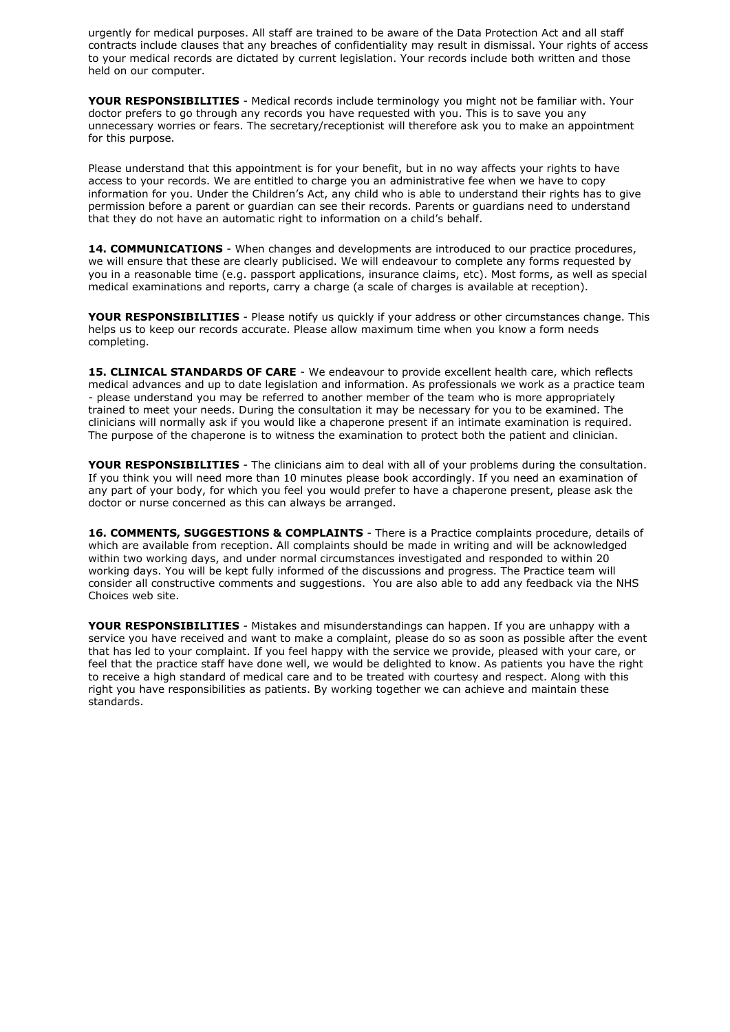urgently for medical purposes. All staff are trained to be aware of the Data Protection Act and all staff contracts include clauses that any breaches of confidentiality may result in dismissal. Your rights of access to your medical records are dictated by current legislation. Your records include both written and those held on our computer.

**YOUR RESPONSIBILITIES** - Medical records include terminology you might not be familiar with. Your doctor prefers to go through any records you have requested with you. This is to save you any unnecessary worries or fears. The secretary/receptionist will therefore ask you to make an appointment for this purpose.

Please understand that this appointment is for your benefit, but in no way affects your rights to have access to your records. We are entitled to charge you an administrative fee when we have to copy information for you. Under the Children's Act, any child who is able to understand their rights has to give permission before a parent or guardian can see their records. Parents or guardians need to understand that they do not have an automatic right to information on a child's behalf.

**14. COMMUNICATIONS** - When changes and developments are introduced to our practice procedures, we will ensure that these are clearly publicised. We will endeavour to complete any forms requested by you in a reasonable time (e.g. passport applications, insurance claims, etc). Most forms, as well as special medical examinations and reports, carry a charge (a scale of charges is available at reception).

**YOUR RESPONSIBILITIES** - Please notify us quickly if your address or other circumstances change. This helps us to keep our records accurate. Please allow maximum time when you know a form needs completing.

**15. CLINICAL STANDARDS OF CARE** - We endeavour to provide excellent health care, which reflects medical advances and up to date legislation and information. As professionals we work as a practice team - please understand you may be referred to another member of the team who is more appropriately trained to meet your needs. During the consultation it may be necessary for you to be examined. The clinicians will normally ask if you would like a chaperone present if an intimate examination is required. The purpose of the chaperone is to witness the examination to protect both the patient and clinician.

**YOUR RESPONSIBILITIES** - The clinicians aim to deal with all of your problems during the consultation. If you think you will need more than 10 minutes please book accordingly. If you need an examination of any part of your body, for which you feel you would prefer to have a chaperone present, please ask the doctor or nurse concerned as this can always be arranged.

**16. COMMENTS, SUGGESTIONS & COMPLAINTS** - There is a Practice complaints procedure, details of which are available from reception. All complaints should be made in writing and will be acknowledged within two working days, and under normal circumstances investigated and responded to within 20 working days. You will be kept fully informed of the discussions and progress. The Practice team will consider all constructive comments and suggestions. You are also able to add any feedback via the NHS Choices web site.

**YOUR RESPONSIBILITIES** - Mistakes and misunderstandings can happen. If you are unhappy with a service you have received and want to make a complaint, please do so as soon as possible after the event that has led to your complaint. If you feel happy with the service we provide, pleased with your care, or feel that the practice staff have done well, we would be delighted to know. As patients you have the right to receive a high standard of medical care and to be treated with courtesy and respect. Along with this right you have responsibilities as patients. By working together we can achieve and maintain these standards.